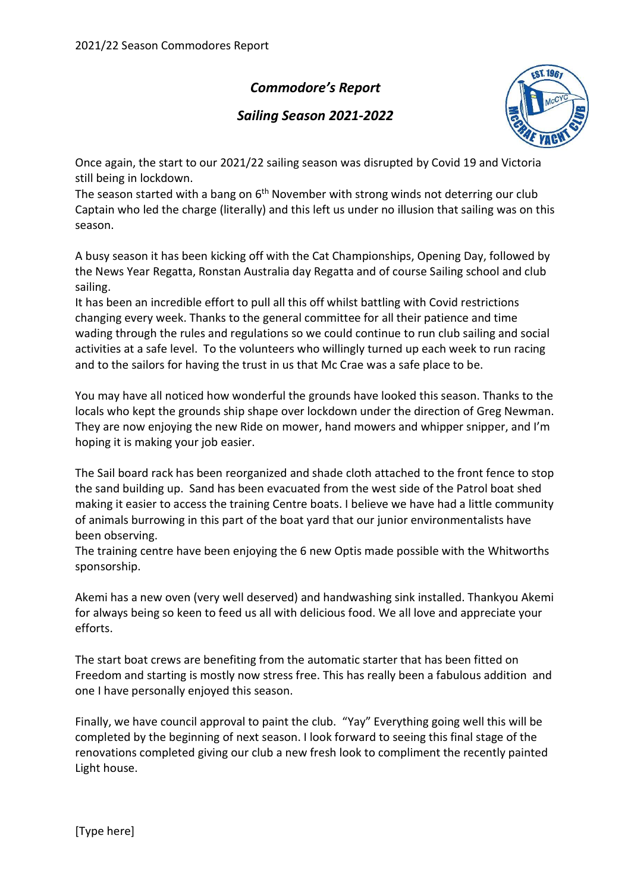2021/22 Season Commodores Report

## *Commodore's Report*

## *Sailing Season 2021-2022*

Once again, the start to our 2021/22 sailing season was disrupted by Covid 19 and Victoria still being in lockdown.
The season started with a bang on 6th November with strong winds not deterring our club Captain who led the charge (literally) and this left us under no illusion that sailing was on this season.

A busy season it has been kicking off with the Cat Championships, Opening Day, followed by the News Year Regatta, Ronstan Australia day Regatta and of course Sailing school and club sailing.
It has been an incredible effort to pull all this off whilst battling with Covid restrictions changing every week. Thanks to the general committee for all their patience and time wading through the rules and regulations so we could continue to run club sailing and social activities at a safe level. To the volunteers who willingly turned up each week to run racing and to the sailors for having the trust in us that Mc Crae was a safe place to be.

You may have all noticed how wonderful the grounds have looked this season. Thanks to the locals who kept the grounds ship shape over lockdown under the direction of Greg Newman. They are now enjoying the new Ride on mower, hand mowers and whipper snipper, and I'm hoping it is making your job easier.

The Sail board rack has been reorganized and shade cloth attached to the front fence to stop the sand building up. Sand has been evacuated from the west side of the Patrol boat shed making it easier to access the training Centre boats. I believe we have had a little community of animals burrowing in this part of the boat yard that our junior environmentalists have been observing.
The training centre have been enjoying the 6 new Optis made possible with the Whitworths sponsorship.

Akemi has a new oven (very well deserved) and handwashing sink installed. Thankyou Akemi for always being so keen to feed us all with delicious food. We all love and appreciate your efforts.

The start boat crews are benefiting from the automatic starter that has been fitted on Freedom and starting is mostly now stress free. This has really been a fabulous addition and one I have personally enjoyed this season.

Finally, we have council approval to paint the club. "Yay" Everything going well this will be completed by the beginning of next season. I look forward to seeing this final stage of the renovations completed giving our club a new fresh look to compliment the recently painted Light house.

[Type here]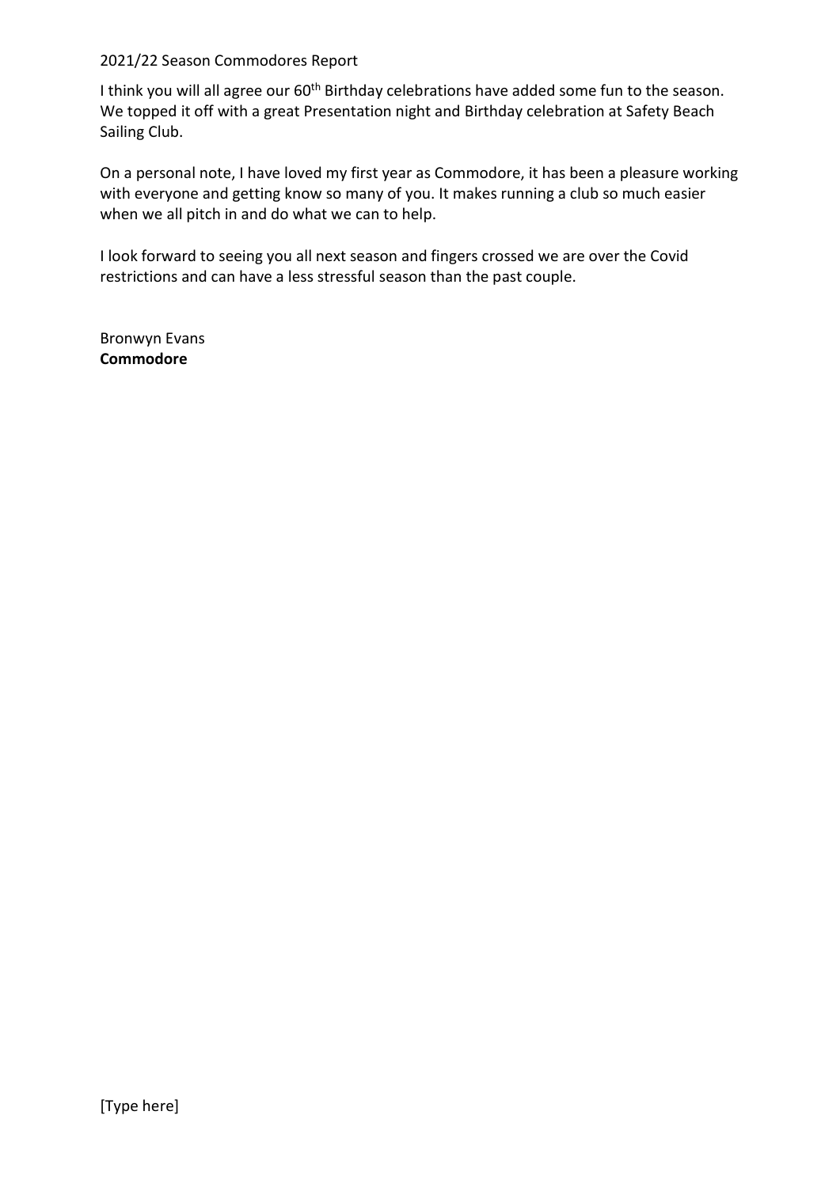2021/22 Season Commodores Report

I think you will all agree our 60th Birthday celebrations have added some fun to the season. We topped it off with a great Presentation night and Birthday celebration at Safety Beach Sailing Club.

On a personal note, I have loved my first year as Commodore, it has been a pleasure working with everyone and getting know so many of you. It makes running a club so much easier when we all pitch in and do what we can to help.

I look forward to seeing you all next season and fingers crossed we are over the Covid restrictions and can have a less stressful season than the past couple.

Bronwyn Evans
**Commodore**